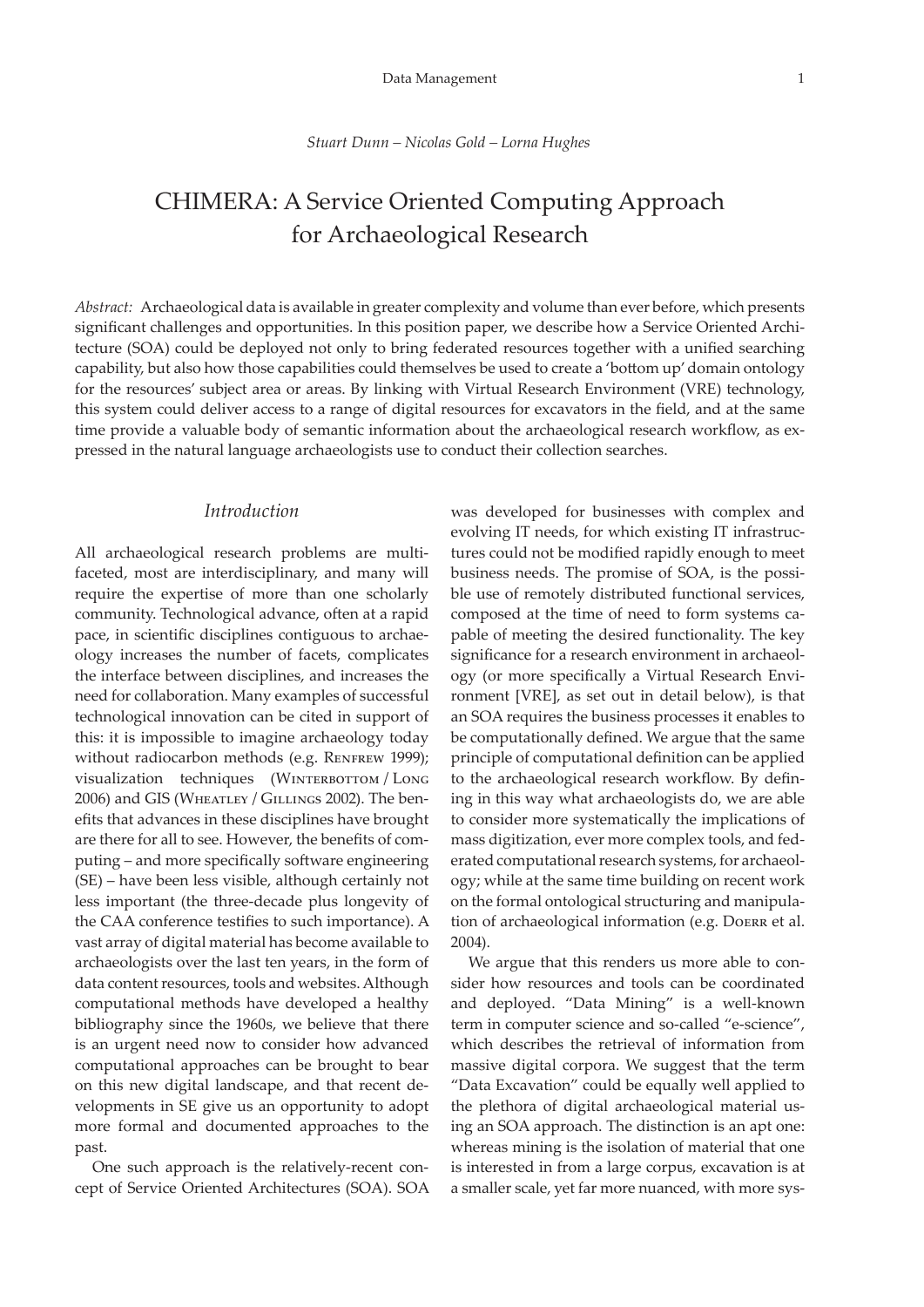*Stuart Dunn – Nicolas Gold – Lorna Hughes*

# CHIMERA: A Service Oriented Computing Approach for Archaeological Research

*Abstract:* Archaeological data is available in greater complexity and volume than ever before, which presents significant challenges and opportunities. In this position paper, we describe how a Service Oriented Architecture (SOA) could be deployed not only to bring federated resources together with a unified searching capability, but also how those capabilities could themselves be used to create a 'bottom up' domain ontology for the resources' subject area or areas. By linking with Virtual Research Environment (VRE) technology, this system could deliver access to a range of digital resources for excavators in the field, and at the same time provide a valuable body of semantic information about the archaeological research workflow, as expressed in the natural language archaeologists use to conduct their collection searches.

## *Introduction*

All archaeological research problems are multifaceted, most are interdisciplinary, and many will require the expertise of more than one scholarly community. Technological advance, often at a rapid pace, in scientific disciplines contiguous to archaeology increases the number of facets, complicates the interface between disciplines, and increases the need for collaboration. Many examples of successful technological innovation can be cited in support of this: it is impossible to imagine archaeology today without radiocarbon methods (e.g. Renfrew 1999); visualization techniques (Winterbottom / Long 2006) and GIS (Wheatley / Gillings 2002). The benefits that advances in these disciplines have brought are there for all to see. However, the benefits of computing – and more specifically software engineering (SE) – have been less visible, although certainly not less important (the three-decade plus longevity of the CAA conference testifies to such importance). A vast array of digital material has become available to archaeologists over the last ten years, in the form of data content resources, tools and websites. Although computational methods have developed a healthy bibliography since the 1960s, we believe that there is an urgent need now to consider how advanced computational approaches can be brought to bear on this new digital landscape, and that recent developments in SE give us an opportunity to adopt more formal and documented approaches to the past.

One such approach is the relatively-recent concept of Service Oriented Architectures (SOA). SOA was developed for businesses with complex and evolving IT needs, for which existing IT infrastructures could not be modified rapidly enough to meet business needs. The promise of SOA, is the possible use of remotely distributed functional services, composed at the time of need to form systems capable of meeting the desired functionality. The key significance for a research environment in archaeology (or more specifically a Virtual Research Environment [VRE], as set out in detail below), is that an SOA requires the business processes it enables to be computationally defined. We argue that the same principle of computational definition can be applied to the archaeological research workflow. By defining in this way what archaeologists do, we are able to consider more systematically the implications of mass digitization, ever more complex tools, and federated computational research systems, for archaeology; while at the same time building on recent work on the formal ontological structuring and manipulation of archaeological information (e.g. Doerr et al. 2004).

We argue that this renders us more able to consider how resources and tools can be coordinated and deployed. "Data Mining" is a well-known term in computer science and so-called "e-science", which describes the retrieval of information from massive digital corpora. We suggest that the term "Data Excavation" could be equally well applied to the plethora of digital archaeological material using an SOA approach. The distinction is an apt one: whereas mining is the isolation of material that one is interested in from a large corpus, excavation is at a smaller scale, yet far more nuanced, with more sys-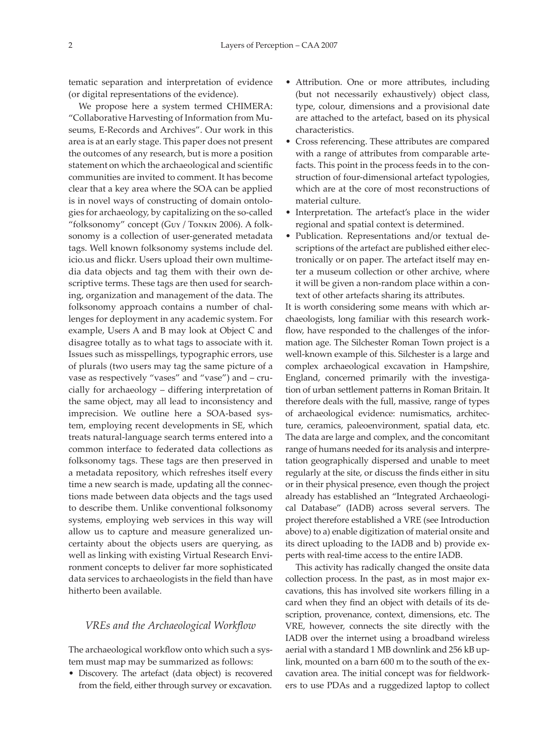tematic separation and interpretation of evidence (or digital representations of the evidence).

We propose here a system termed CHIMERA: "Collaborative Harvesting of Information from Museums, E-Records and Archives". Our work in this area is at an early stage. This paper does not present the outcomes of any research, but is more a position statement on which the archaeological and scientific communities are invited to comment. It has become clear that a key area where the SOA can be applied is in novel ways of constructing of domain ontologies for archaeology, by capitalizing on the so-called "folksonomy" concept (Guy / Tonkin 2006). A folksonomy is a collection of user-generated metadata tags. Well known folksonomy systems include del.icio.us and flickr. Users upload their own multimedia data objects and tag them with their own descriptive terms. These tags are then used for searching, organization and management of the data. The folksonomy approach contains a number of challenges for deployment in any academic system. For example, Users A and B may look at Object C and disagree totally as to what tags to associate with it. Issues such as misspellings, typographic errors, use of plurals (two users may tag the same picture of a vase as respectively "vases" and "vase") and – crucially for archaeology – differing interpretation of the same object, may all lead to inconsistency and imprecision. We outline here a SOA-based system, employing recent developments in SE, which treats natural-language search terms entered into a common interface to federated data collections as folksonomy tags. These tags are then preserved in a metadata repository, which refreshes itself every time a new search is made, updating all the connections made between data objects and the tags used to describe them. Unlike conventional folksonomy systems, employing web services in this way will allow us to capture and measure generalized uncertainty about the objects users are querying, as well as linking with existing Virtual Research Environment concepts to deliver far more sophisticated data services to archaeologists in the field than have hitherto been available.

## *VREs and the Archaeological Workflow*

The archaeological workflow onto which such a system must map may be summarized as follows:

- Discovery. The artefact (data object) is recovered from the field, either through survey or excavation.
- Attribution. One or more attributes, including (but not necessarily exhaustively) object class, type, colour, dimensions and a provisional date are attached to the artefact, based on its physical characteristics.
- Cross referencing. These attributes are compared with a range of attributes from comparable artefacts. This point in the process feeds in to the construction of four-dimensional artefact typologies, which are at the core of most reconstructions of material culture.
- Interpretation. The artefact's place in the wider regional and spatial context is determined.
- Publication. Representations and/or textual descriptions of the artefact are published either electronically or on paper. The artefact itself may enter a museum collection or other archive, where it will be given a non-random place within a context of other artefacts sharing its attributes.

It is worth considering some means with which archaeologists, long familiar with this research workflow, have responded to the challenges of the information age. The Silchester Roman Town project is a well-known example of this. Silchester is a large and complex archaeological excavation in Hampshire, England, concerned primarily with the investigation of urban settlement patterns in Roman Britain. It therefore deals with the full, massive, range of types of archaeological evidence: numismatics, architecture, ceramics, paleoenvironment, spatial data, etc. The data are large and complex, and the concomitant range of humans needed for its analysis and interpretation geographically dispersed and unable to meet regularly at the site, or discuss the finds either in situ or in their physical presence, even though the project already has established an "Integrated Archaeological Database" (IADB) across several servers. The project therefore established a VRE (see Introduction above) to a) enable digitization of material onsite and its direct uploading to the IADB and b) provide experts with real-time access to the entire IADB.

This activity has radically changed the onsite data collection process. In the past, as in most major excavations, this has involved site workers filling in a card when they find an object with details of its description, provenance, context, dimensions, etc. The VRE, however, connects the site directly with the IADB over the internet using a broadband wireless aerial with a standard 1 MB downlink and 256 kB uplink, mounted on a barn 600 m to the south of the excavation area. The initial concept was for fieldworkers to use PDAs and a ruggedized laptop to collect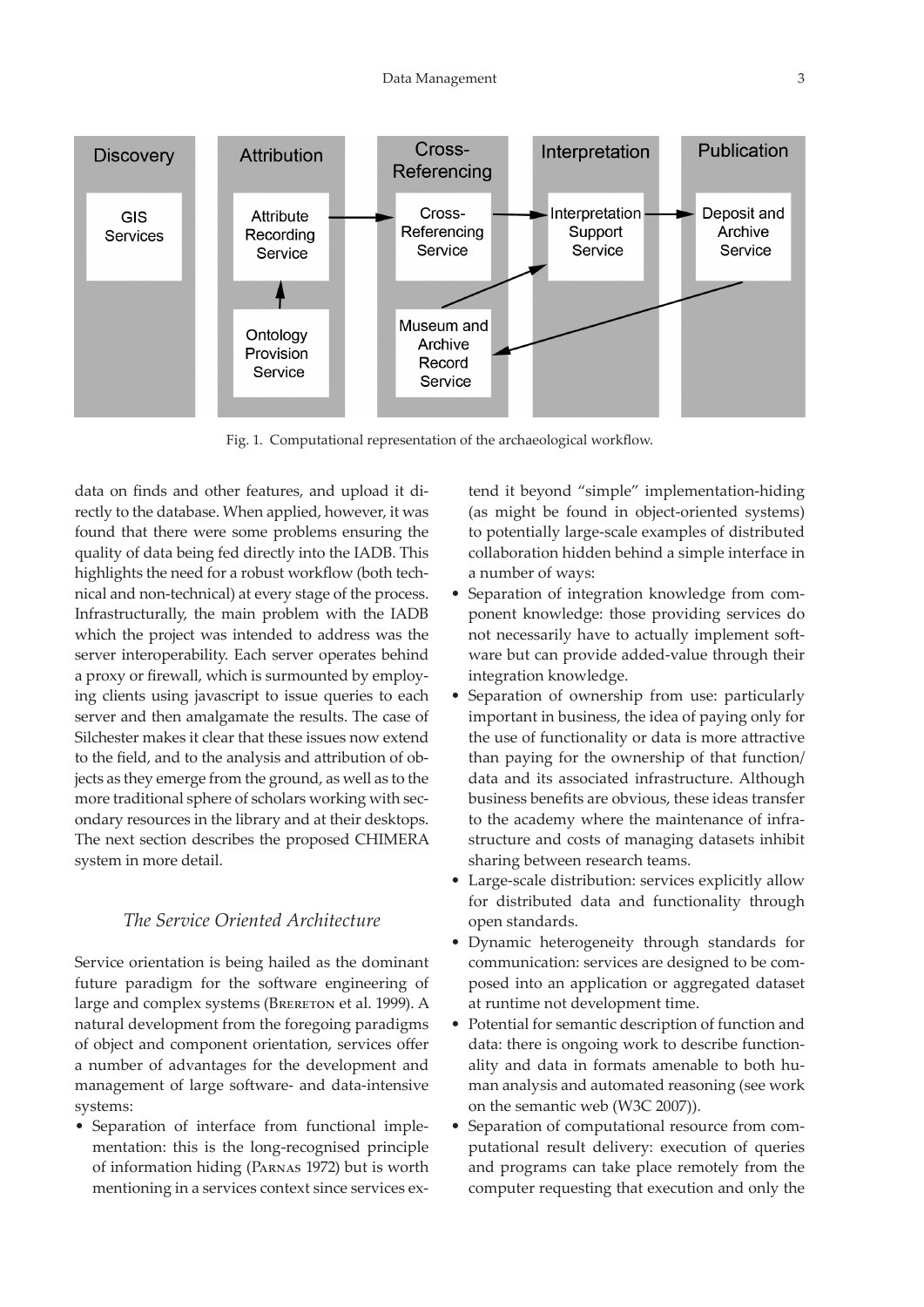Fig. 1. Computational representation of the archaeological workflow.

data on finds and other features, and upload it directly to the database. When applied, however, it was found that there were some problems ensuring the quality of data being fed directly into the IADB. This highlights the need for a robust workflow (both technical and non-technical) at every stage of the process. Infrastructurally, the main problem with the IADB which the project was intended to address was the server interoperability. Each server operates behind a proxy or firewall, which is surmounted by employing clients using javascript to issue queries to each server and then amalgamate the results. The case of Silchester makes it clear that these issues now extend to the field, and to the analysis and attribution of objects as they emerge from the ground, as well as to the more traditional sphere of scholars working with secondary resources in the library and at their desktops. The next section describes the proposed CHIMERA system in more detail.

## *The Service Oriented Architecture*

Service orientation is being hailed as the dominant future paradigm for the software engineering of large and complex systems (Brereton et al. 1999). A natural development from the foregoing paradigms of object and component orientation, services offer a number of advantages for the development and management of large software- and data-intensive systems:

- Separation of interface from functional implementation: this is the long-recognised principle of information hiding (Parnas 1972) but is worth mentioning in a services context since services extend it beyond "simple" implementation-hiding (as might be found in object-oriented systems) to potentially large-scale examples of distributed collaboration hidden behind a simple interface in a number of ways:
- Separation of integration knowledge from component knowledge: those providing services do not necessarily have to actually implement software but can provide added-value through their integration knowledge.
- Separation of ownership from use: particularly important in business, the idea of paying only for the use of functionality or data is more attractive than paying for the ownership of that function/data and its associated infrastructure. Although business benefits are obvious, these ideas transfer to the academy where the maintenance of infrastructure and costs of managing datasets inhibit sharing between research teams.
- Large-scale distribution: services explicitly allow for distributed data and functionality through open standards.
- Dynamic heterogeneity through standards for communication: services are designed to be composed into an application or aggregated dataset at runtime not development time.
- Potential for semantic description of function and data: there is ongoing work to describe functionality and data in formats amenable to both human analysis and automated reasoning (see work on the semantic web (W3C 2007)).
- Separation of computational resource from computational result delivery: execution of queries and programs can take place remotely from the computer requesting that execution and only the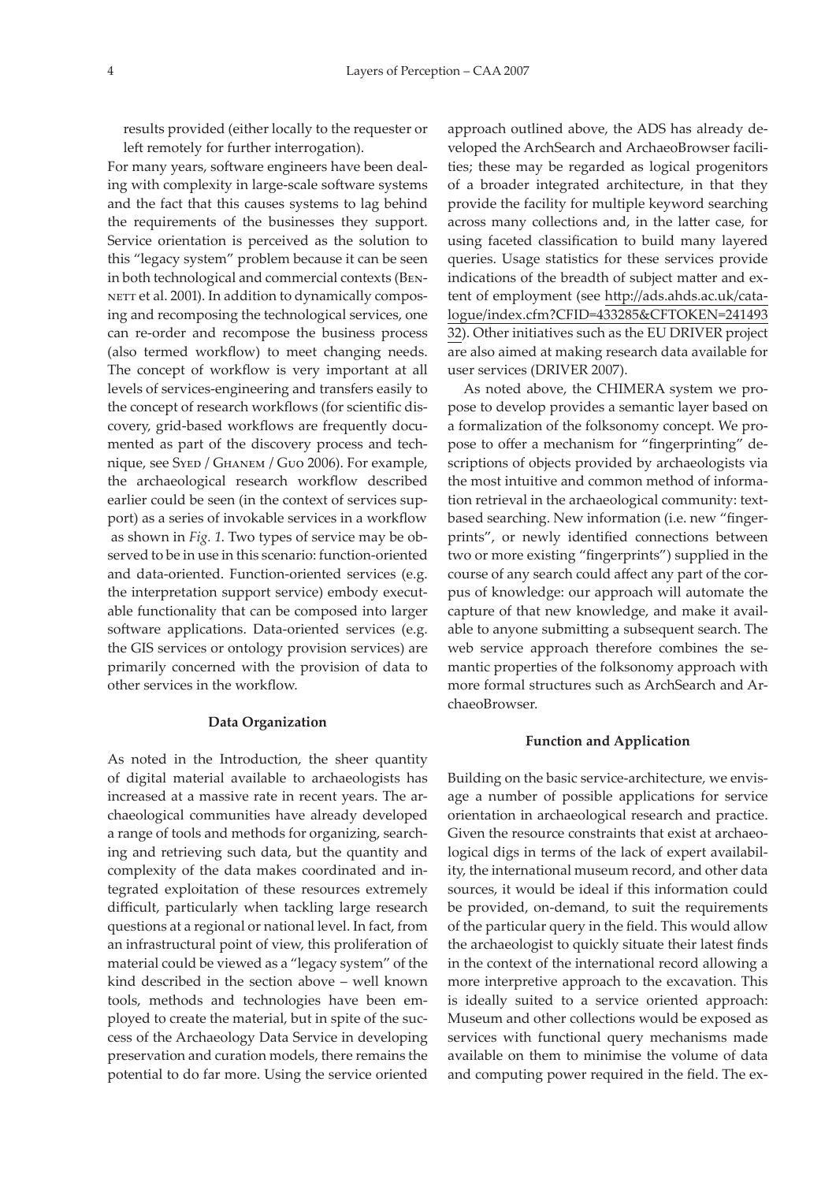results provided (either locally to the requester or left remotely for further interrogation).

For many years, software engineers have been dealing with complexity in large-scale software systems and the fact that this causes systems to lag behind the requirements of the businesses they support. Service orientation is perceived as the solution to this "legacy system" problem because it can be seen in both technological and commercial contexts (Bennett et al. 2001). In addition to dynamically composing and recomposing the technological services, one can re-order and recompose the business process (also termed workflow) to meet changing needs. The concept of workflow is very important at all levels of services-engineering and transfers easily to the concept of research workflows (for scientific discovery, grid-based workflows are frequently documented as part of the discovery process and technique, see Syed / Ghanem / Guo 2006). For example, the archaeological research workflow described earlier could be seen (in the context of services support) as a series of invokable services in a workflow as shown in *Fig. 1*. Two types of service may be observed to be in use in this scenario: function-oriented and data-oriented. Function-oriented services (e.g. the interpretation support service) embody executable functionality that can be composed into larger software applications. Data-oriented services (e.g. the GIS services or ontology provision services) are primarily concerned with the provision of data to other services in the workflow.

## Data Organization

As noted in the Introduction, the sheer quantity of digital material available to archaeologists has increased at a massive rate in recent years. The archaeological communities have already developed a range of tools and methods for organizing, searching and retrieving such data, but the quantity and complexity of the data makes coordinated and integrated exploitation of these resources extremely difficult, particularly when tackling large research questions at a regional or national level. In fact, from an infrastructural point of view, this proliferation of material could be viewed as a "legacy system" of the kind described in the section above – well known tools, methods and technologies have been employed to create the material, but in spite of the success of the Archaeology Data Service in developing preservation and curation models, there remains the potential to do far more. Using the service oriented approach outlined above, the ADS has already developed the ArchSearch and ArchaeoBrowser facilities; these may be regarded as logical progenitors of a broader integrated architecture, in that they provide the facility for multiple keyword searching across many collections and, in the latter case, for using faceted classification to build many layered queries. Usage statistics for these services provide indications of the breadth of subject matter and extent of employment (see http://ads.ahds.ac.uk/catalogue/index.cfm?CFID=433285&CFTOKEN=24149332). Other initiatives such as the EU DRIVER project are also aimed at making research data available for user services (DRIVER 2007).

As noted above, the CHIMERA system we propose to develop provides a semantic layer based on a formalization of the folksonomy concept. We propose to offer a mechanism for "fingerprinting" descriptions of objects provided by archaeologists via the most intuitive and common method of information retrieval in the archaeological community: text-based searching. New information (i.e. new "fingerprints", or newly identified connections between two or more existing "fingerprints") supplied in the course of any search could affect any part of the corpus of knowledge: our approach will automate the capture of that new knowledge, and make it available to anyone submitting a subsequent search. The web service approach therefore combines the semantic properties of the folksonomy approach with more formal structures such as ArchSearch and ArchaeoBrowser.

## Function and Application

Building on the basic service-architecture, we envisage a number of possible applications for service orientation in archaeological research and practice. Given the resource constraints that exist at archaeological digs in terms of the lack of expert availability, the international museum record, and other data sources, it would be ideal if this information could be provided, on-demand, to suit the requirements of the particular query in the field. This would allow the archaeologist to quickly situate their latest finds in the context of the international record allowing a more interpretive approach to the excavation. This is ideally suited to a service oriented approach: Museum and other collections would be exposed as services with functional query mechanisms made available on them to minimise the volume of data and computing power required in the field. The ex-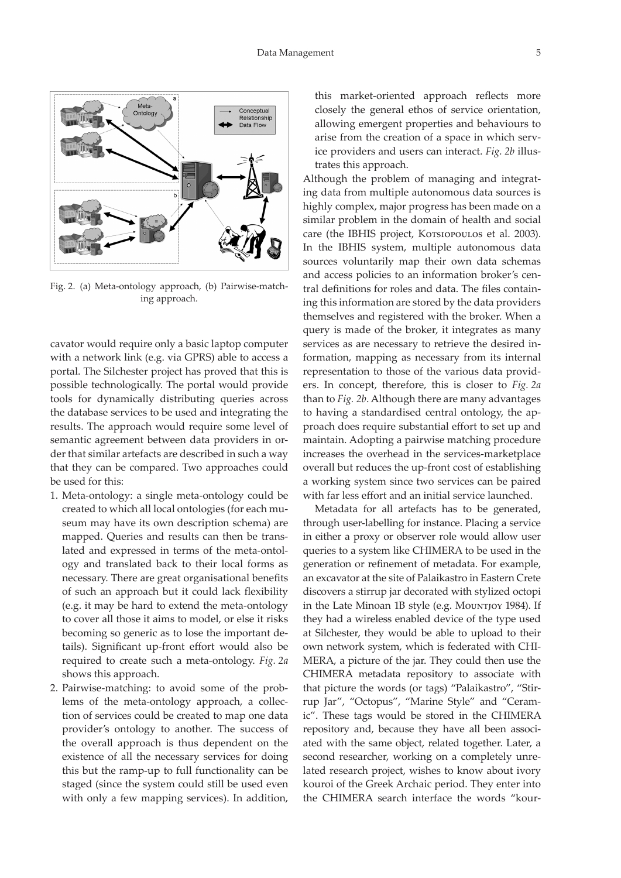Fig. 2. (a) Meta-ontology approach, (b) Pairwise-matching approach.

cavator would require only a basic laptop computer with a network link (e.g. via GPRS) able to access a portal. The Silchester project has proved that this is possible technologically. The portal would provide tools for dynamically distributing queries across the database services to be used and integrating the results. The approach would require some level of semantic agreement between data providers in order that similar artefacts are described in such a way that they can be compared. Two approaches could be used for this:

1. Meta-ontology: a single meta-ontology could be created to which all local ontologies (for each museum may have its own description schema) are mapped. Queries and results can then be translated and expressed in terms of the meta-ontology and translated back to their local forms as necessary. There are great organisational benefits of such an approach but it could lack flexibility (e.g. it may be hard to extend the meta-ontology to cover all those it aims to model, or else it risks becoming so generic as to lose the important details). Significant up-front effort would also be required to create such a meta-ontology. *Fig. 2a* shows this approach.
2. Pairwise-matching: to avoid some of the problems of the meta-ontology approach, a collection of services could be created to map one data provider's ontology to another. The success of the overall approach is thus dependent on the existence of all the necessary services for doing this but the ramp-up to full functionality can be staged (since the system could still be used even with only a few mapping services). In addition, this market-oriented approach reflects more closely the general ethos of service orientation, allowing emergent properties and behaviours to arise from the creation of a space in which service providers and users can interact. *Fig. 2b* illustrates this approach.

Although the problem of managing and integrating data from multiple autonomous data sources is highly complex, major progress has been made on a similar problem in the domain of health and social care (the IBHIS project, Kotsiopoulos et al. 2003). In the IBHIS system, multiple autonomous data sources voluntarily map their own data schemas and access policies to an information broker's central definitions for roles and data. The files containing this information are stored by the data providers themselves and registered with the broker. When a query is made of the broker, it integrates as many services as are necessary to retrieve the desired information, mapping as necessary from its internal representation to those of the various data providers. In concept, therefore, this is closer to *Fig. 2a* than to *Fig. 2b*. Although there are many advantages to having a standardised central ontology, the approach does require substantial effort to set up and maintain. Adopting a pairwise matching procedure increases the overhead in the services-marketplace overall but reduces the up-front cost of establishing a working system since two services can be paired with far less effort and an initial service launched.

Metadata for all artefacts has to be generated, through user-labelling for instance. Placing a service in either a proxy or observer role would allow user queries to a system like CHIMERA to be used in the generation or refinement of metadata. For example, an excavator at the site of Palaikastro in Eastern Crete discovers a stirrup jar decorated with stylized octopi in the Late Minoan 1B style (e.g. Mountjoy 1984). If they had a wireless enabled device of the type used at Silchester, they would be able to upload to their own network system, which is federated with CHIMERA, a picture of the jar. They could then use the CHIMERA metadata repository to associate with that picture the words (or tags) "Palaikastro", "Stirrup Jar", "Octopus", "Marine Style" and "Ceramic". These tags would be stored in the CHIMERA repository and, because they have all been associated with the same object, related together. Later, a second researcher, working on a completely unrelated research project, wishes to know about ivory kouroi of the Greek Archaic period. They enter into the CHIMERA search interface the words "kour-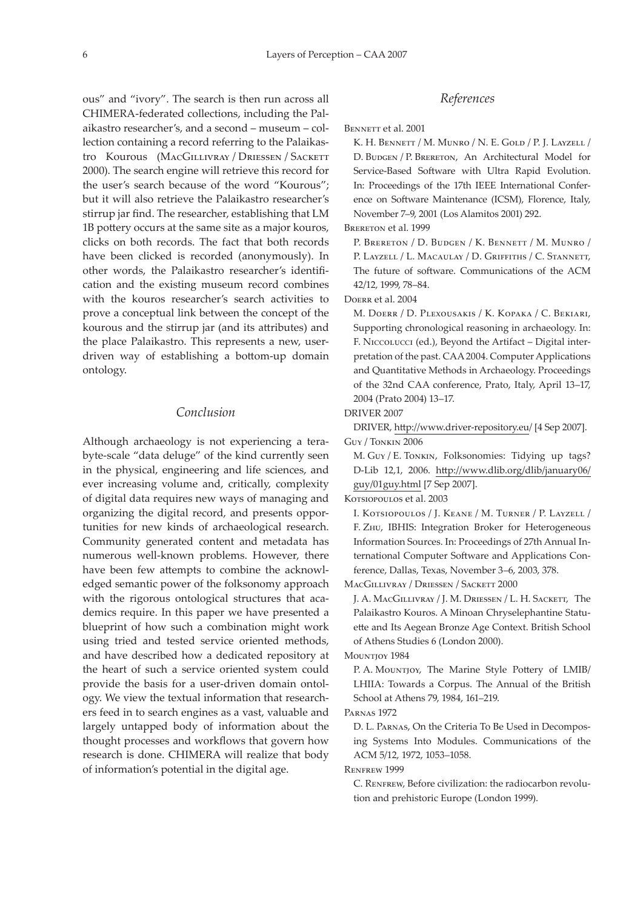ous" and "ivory". The search is then run across all CHIMERA-federated collections, including the Palaikastro researcher's, and a second – museum – collection containing a record referring to the Palaikastro Kourous (MacGillivray / Driessen / Sackett 2000). The search engine will retrieve this record for the user's search because of the word "Kourous"; but it will also retrieve the Palaikastro researcher's stirrup jar find. The researcher, establishing that LM 1B pottery occurs at the same site as a major kouros, clicks on both records. The fact that both records have been clicked is recorded (anonymously). In other words, the Palaikastro researcher's identification and the existing museum record combines with the kouros researcher's search activities to prove a conceptual link between the concept of the kourous and the stirrup jar (and its attributes) and the place Palaikastro. This represents a new, user-driven way of establishing a bottom-up domain ontology.

## *Conclusion*

Although archaeology is not experiencing a terabyte-scale "data deluge" of the kind currently seen in the physical, engineering and life sciences, and ever increasing volume and, critically, complexity of digital data requires new ways of managing and organizing the digital record, and presents opportunities for new kinds of archaeological research. Community generated content and metadata has numerous well-known problems. However, there have been few attempts to combine the acknowledged semantic power of the folksonomy approach with the rigorous ontological structures that academics require. In this paper we have presented a blueprint of how such a combination might work using tried and tested service oriented methods, and have described how a dedicated repository at the heart of such a service oriented system could provide the basis for a user-driven domain ontology. We view the textual information that researchers feed in to search engines as a vast, valuable and largely untapped body of information about the thought processes and workflows that govern how research is done. CHIMERA will realize that body of information's potential in the digital age.

## *References*

Bennett et al. 2001
K. H. Bennett / M. Munro / N. E. Gold / P. J. Layzell / D. Budgen / P. Brereton, An Architectural Model for Service-Based Software with Ultra Rapid Evolution. In: Proceedings of the 17th IEEE International Conference on Software Maintenance (ICSM), Florence, Italy, November 7–9, 2001 (Los Alamitos 2001) 292.

Brereton et al. 1999
P. Brereton / D. Budgen / K. Bennett / M. Munro / P. Layzell / L. Macaulay / D. Griffiths / C. Stannett, The future of software. Communications of the ACM 42/12, 1999, 78–84.

Doerr et al. 2004
M. Doerr / D. Plexousakis / K. Kopaka / C. Bekiari, Supporting chronological reasoning in archaeology. In: F. Niccolucci (ed.), Beyond the Artifact – Digital interpretation of the past. CAA 2004. Computer Applications and Quantitative Methods in Archaeology. Proceedings of the 32nd CAA conference, Prato, Italy, April 13–17, 2004 (Prato 2004) 13–17.

DRIVER 2007
DRIVER, http://www.driver-repository.eu/ [4 Sep 2007].

Guy / Tonkin 2006
M. Guy / E. Tonkin, Folksonomies: Tidying up tags? D-Lib 12,1, 2006. http://www.dlib.org/dlib/january06/guy/01guy.html [7 Sep 2007].

Kotsiopoulos et al. 2003
I. Kotsiopoulos / J. Keane / M. Turner / P. Layzell / F. Zhu, IBHIS: Integration Broker for Heterogeneous Information Sources. In: Proceedings of 27th Annual International Computer Software and Applications Conference, Dallas, Texas, November 3–6, 2003, 378.

MacGillivray / Driessen / Sackett 2000
J. A. MacGillivray / J. M. Driessen / L. H. Sackett, The Palaikastro Kouros. A Minoan Chryselephantine Statuette and Its Aegean Bronze Age Context. British School of Athens Studies 6 (London 2000).

Mountjoy 1984
P. A. Mountjoy, The Marine Style Pottery of LMIB/LHIIA: Towards a Corpus. The Annual of the British School at Athens 79, 1984, 161–219.

Parnas 1972
D. L. Parnas, On the Criteria To Be Used in Decomposing Systems Into Modules. Communications of the ACM 5/12, 1972, 1053–1058.

Renfrew 1999
C. Renfrew, Before civilization: the radiocarbon revolution and prehistoric Europe (London 1999).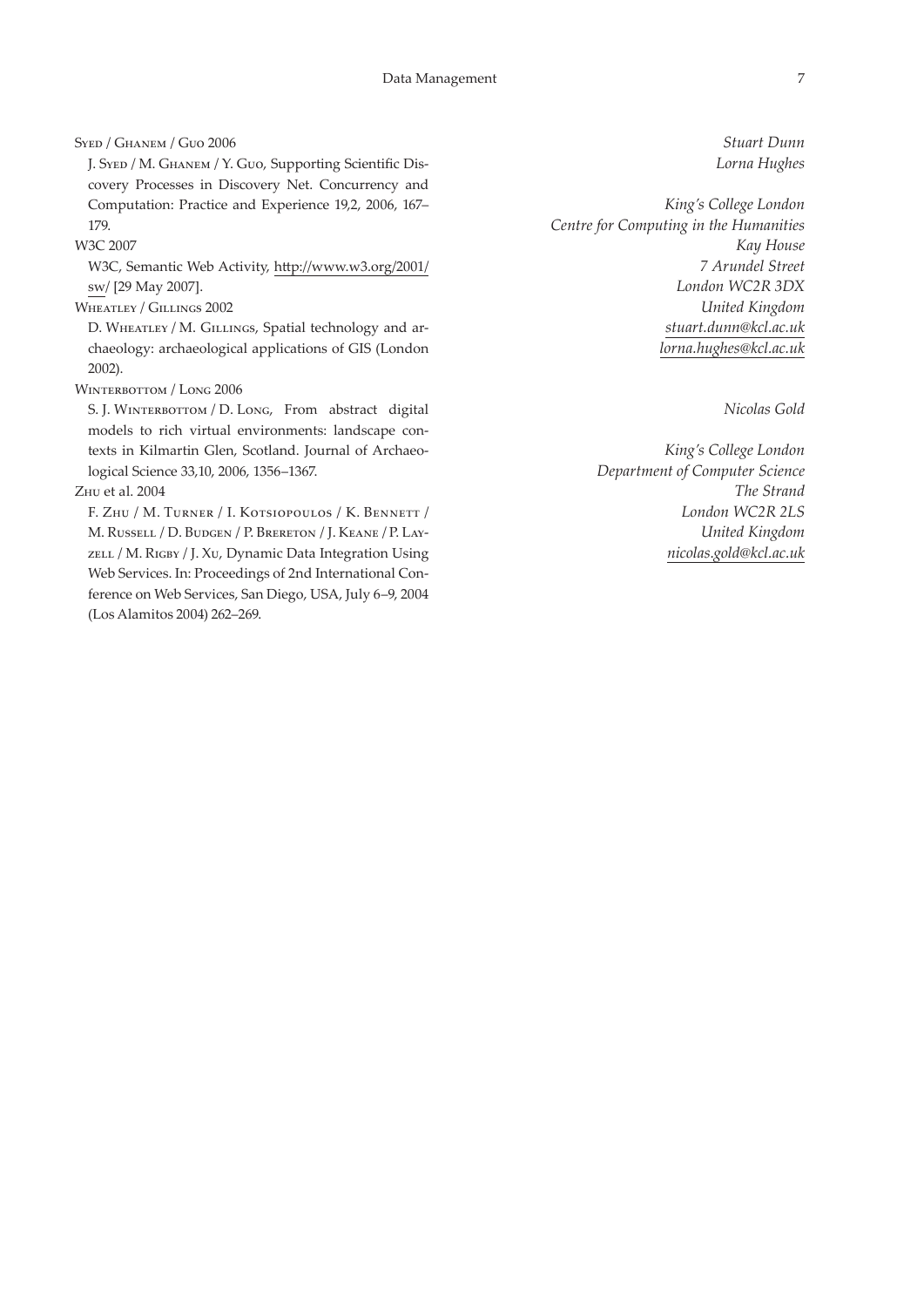Syed / Ghanem / Guo 2006

J. Syed / M. Ghanem / Y. Guo, Supporting Scientific Discovery Processes in Discovery Net. Concurrency and Computation: Practice and Experience 19,2, 2006, 167–179.

W3C 2007

W3C, Semantic Web Activity, http://www.w3.org/2001/sw/ [29 May 2007].

Wheatley / Gillings 2002

D. Wheatley / M. Gillings, Spatial technology and archaeology: archaeological applications of GIS (London 2002).

Winterbottom / Long 2006

S. J. Winterbottom / D. Long, From abstract digital models to rich virtual environments: landscape contexts in Kilmartin Glen, Scotland. Journal of Archaeological Science 33,10, 2006, 1356–1367.

Zhu et al. 2004

F. Zhu / M. Turner / I. Kotsiopoulos / K. Bennett / M. Russell / D. Budgen / P. Brereton / J. Keane / P. Layzell / M. Rigby / J. Xu, Dynamic Data Integration Using Web Services. In: Proceedings of 2nd International Conference on Web Services, San Diego, USA, July 6–9, 2004 (Los Alamitos 2004) 262–269.

*Stuart Dunn*
*Lorna Hughes*

*King's College London*
*Centre for Computing in the Humanities*
*Kay House*
*7 Arundel Street*
*London WC2R 3DX*
*United Kingdom*
*stuart.dunn@kcl.ac.uk*
*lorna.hughes@kcl.ac.uk*

*Nicolas Gold*

*King's College London*
*Department of Computer Science*
*The Strand*
*London WC2R 2LS*
*United Kingdom*
*nicolas.gold@kcl.ac.uk*